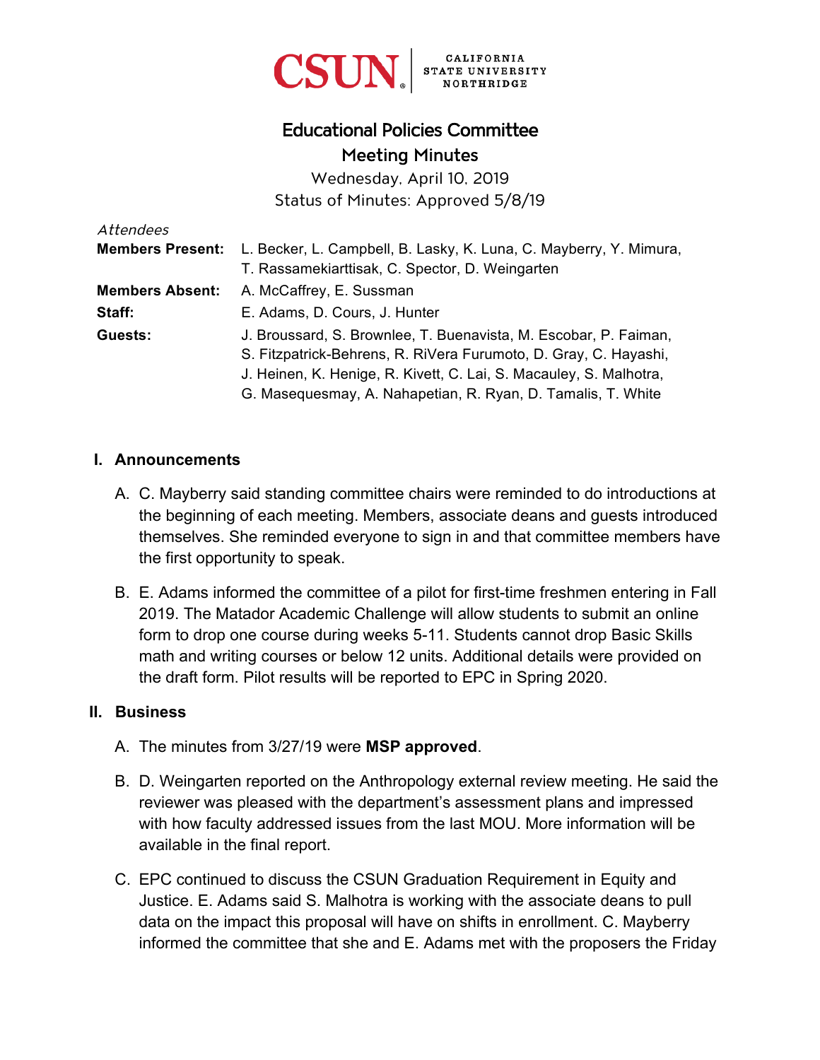CSUN | CALIFORNIA STATE UNIVERSITY NORTHRIDGE

# Educational Policies Committee

## Meeting Minutes

Wednesday, April 10, 2019

Status of Minutes: Approved 5/8/19

*Attendees*

**Members Present:** L. Becker, L. Campbell, B. Lasky, K. Luna, C. Mayberry, Y. Mimura, T. Rassamekiarttisak, C. Spector, D. Weingarten

**Members Absent:** A. McCaffrey, E. Sussman

**Staff:** E. Adams, D. Cours, J. Hunter

**Guests:** J. Broussard, S. Brownlee, T. Buenavista, M. Escobar, P. Faiman, S. Fitzpatrick-Behrens, R. RiVera Furumoto, D. Gray, C. Hayashi, J. Heinen, K. Henige, R. Kivett, C. Lai, S. Macauley, S. Malhotra, G. Masequesmay, A. Nahapetian, R. Ryan, D. Tamalis, T. White

### I. Announcements

A. C. Mayberry said standing committee chairs were reminded to do introductions at the beginning of each meeting. Members, associate deans and guests introduced themselves. She reminded everyone to sign in and that committee members have the first opportunity to speak.

B. E. Adams informed the committee of a pilot for first-time freshmen entering in Fall 2019. The Matador Academic Challenge will allow students to submit an online form to drop one course during weeks 5-11. Students cannot drop Basic Skills math and writing courses or below 12 units. Additional details were provided on the draft form. Pilot results will be reported to EPC in Spring 2020.

### II. Business

A. The minutes from 3/27/19 were **MSP approved**.

B. D. Weingarten reported on the Anthropology external review meeting. He said the reviewer was pleased with the department's assessment plans and impressed with how faculty addressed issues from the last MOU. More information will be available in the final report.

C. EPC continued to discuss the CSUN Graduation Requirement in Equity and Justice. E. Adams said S. Malhotra is working with the associate deans to pull data on the impact this proposal will have on shifts in enrollment. C. Mayberry informed the committee that she and E. Adams met with the proposers the Friday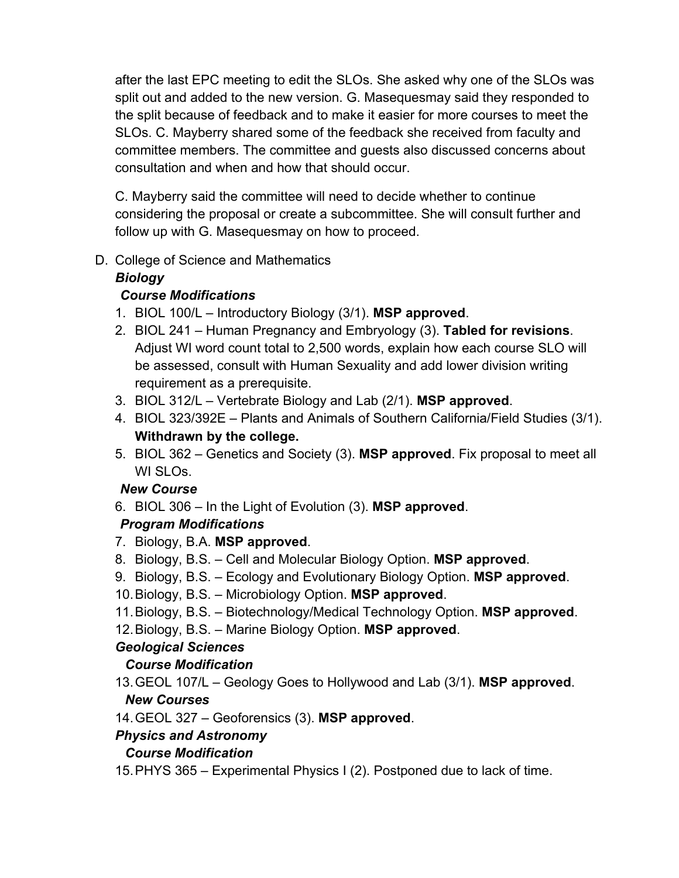after the last EPC meeting to edit the SLOs. She asked why one of the SLOs was split out and added to the new version. G. Masequesmay said they responded to the split because of feedback and to make it easier for more courses to meet the SLOs. C. Mayberry shared some of the feedback she received from faculty and committee members. The committee and guests also discussed concerns about consultation and when and how that should occur.

C. Mayberry said the committee will need to decide whether to continue considering the proposal or create a subcommittee. She will consult further and follow up with G. Masequesmay on how to proceed.

D. College of Science and Mathematics

***Biology***

***Course Modifications***

1. BIOL 100/L – Introductory Biology (3/1). **MSP approved**.
2. BIOL 241 – Human Pregnancy and Embryology (3). **Tabled for revisions**. Adjust WI word count total to 2,500 words, explain how each course SLO will be assessed, consult with Human Sexuality and add lower division writing requirement as a prerequisite.
3. BIOL 312/L – Vertebrate Biology and Lab (2/1). **MSP approved**.
4. BIOL 323/392E – Plants and Animals of Southern California/Field Studies (3/1). **Withdrawn by the college.**
5. BIOL 362 – Genetics and Society (3). **MSP approved**. Fix proposal to meet all WI SLOs.

***New Course***

6. BIOL 306 – In the Light of Evolution (3). **MSP approved**.

***Program Modifications***

7. Biology, B.A. **MSP approved**.
8. Biology, B.S. – Cell and Molecular Biology Option. **MSP approved**.
9. Biology, B.S. – Ecology and Evolutionary Biology Option. **MSP approved**.
10. Biology, B.S. – Microbiology Option. **MSP approved**.
11. Biology, B.S. – Biotechnology/Medical Technology Option. **MSP approved**.
12. Biology, B.S. – Marine Biology Option. **MSP approved**.

***Geological Sciences***

***Course Modification***

13. GEOL 107/L – Geology Goes to Hollywood and Lab (3/1). **MSP approved**.

***New Courses***

14. GEOL 327 – Geoforensics (3). **MSP approved**.

***Physics and Astronomy***

***Course Modification***

15. PHYS 365 – Experimental Physics I (2). Postponed due to lack of time.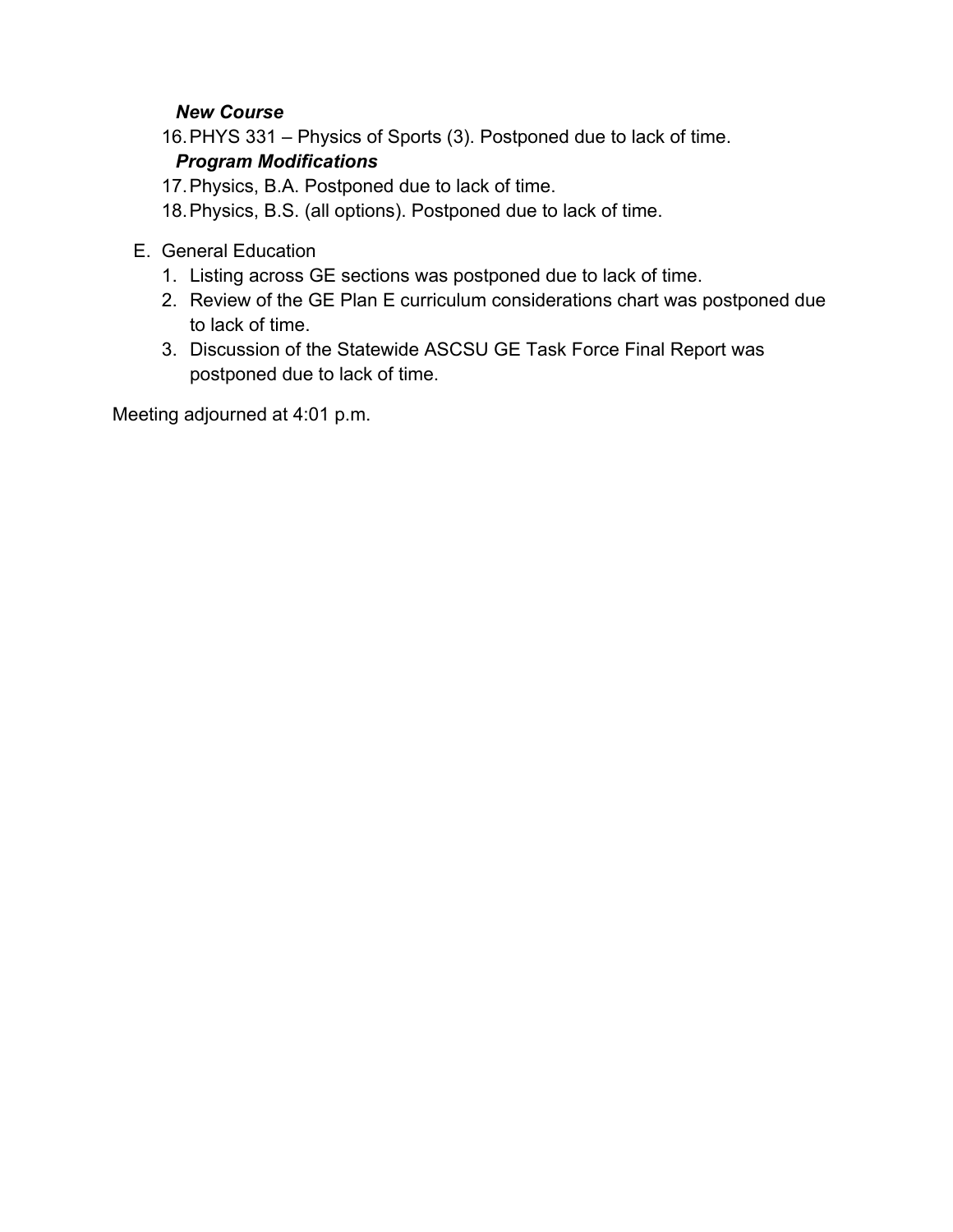***New Course***

16. PHYS 331 – Physics of Sports (3). Postponed due to lack of time.

***Program Modifications***

17. Physics, B.A. Postponed due to lack of time.
18. Physics, B.S. (all options). Postponed due to lack of time.

E. General Education
   1. Listing across GE sections was postponed due to lack of time.
   2. Review of the GE Plan E curriculum considerations chart was postponed due to lack of time.
   3. Discussion of the Statewide ASCSU GE Task Force Final Report was postponed due to lack of time.

Meeting adjourned at 4:01 p.m.